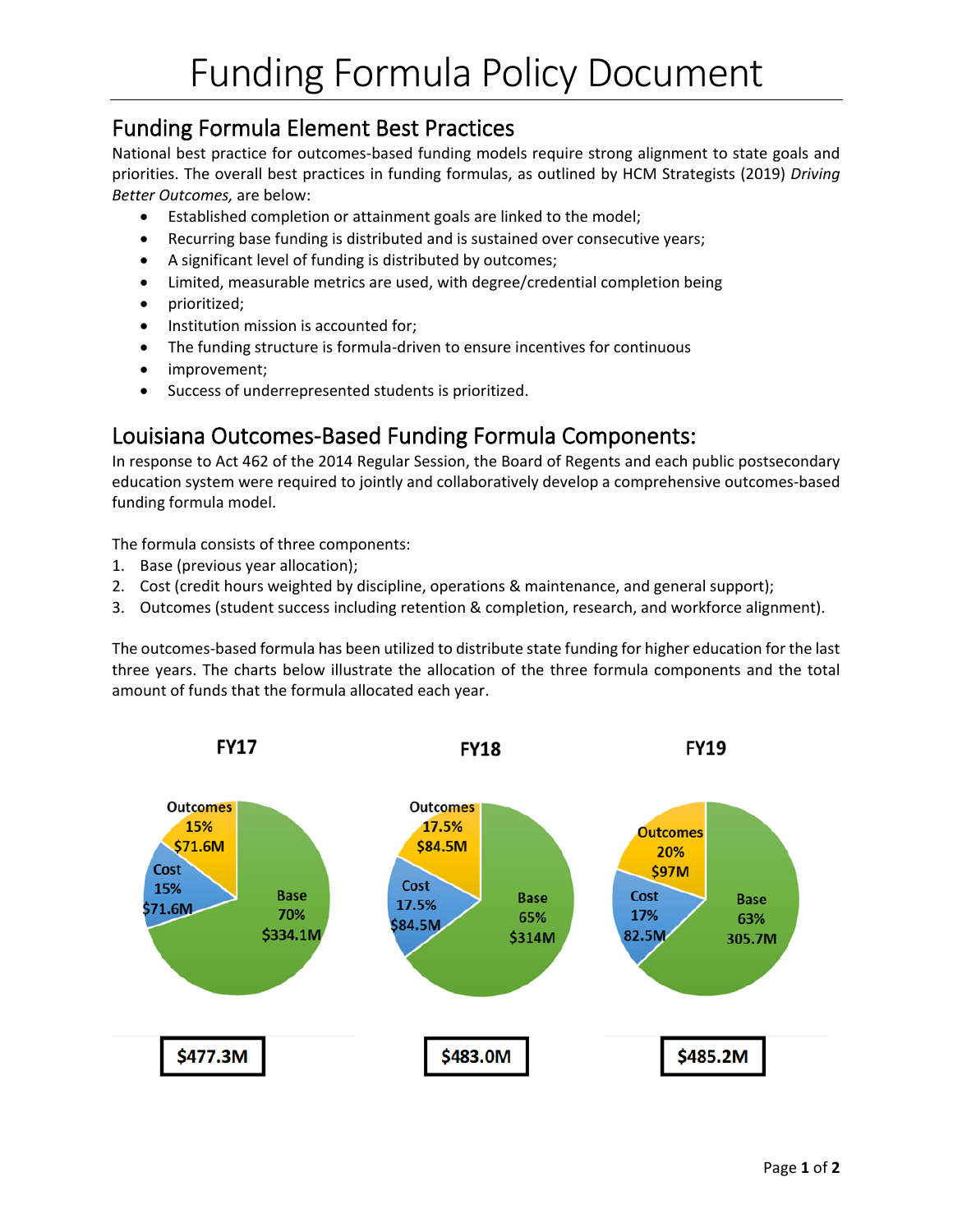# Funding Formula Policy Document

## Funding Formula Element Best Practices

National best practice for outcomes-based funding models require strong alignment to state goals and priorities. The overall best practices in funding formulas, as outlined by HCM Strategists (2019) *Driving Better Outcomes,* are below:

- Established completion or attainment goals are linked to the model;
- Recurring base funding is distributed and is sustained over consecutive years;
- A significant level of funding is distributed by outcomes;
- Limited, measurable metrics are used, with degree/credential completion being
- prioritized;
- Institution mission is accounted for;
- The funding structure is formula-driven to ensure incentives for continuous
- improvement;
- Success of underrepresented students is prioritized.

## Louisiana Outcomes-Based Funding Formula Components:

In response to Act 462 of the 2014 Regular Session, the Board of Regents and each public postsecondary education system were required to jointly and collaboratively develop a comprehensive outcomes-based funding formula model.

The formula consists of three components:

1. Base (previous year allocation);
2. Cost (credit hours weighted by discipline, operations & maintenance, and general support);
3. Outcomes (student success including retention & completion, research, and workforce alignment).

The outcomes-based formula has been utilized to distribute state funding for higher education for the last three years. The charts below illustrate the allocation of the three formula components and the total amount of funds that the formula allocated each year.

| | FY17 | FY18 | FY19 |
|---|---|---|---|
| Outcomes | 15% $71.6M | 17.5% $84.5M | 20% $97M |
| Cost | 15% $71.6M | 17.5% $84.5M | 17% 82.5M |
| Base | 70% $334.1M | 65% $314M | 63% 305.7M |
| Total | $477.3M | $483.0M | $485.2M |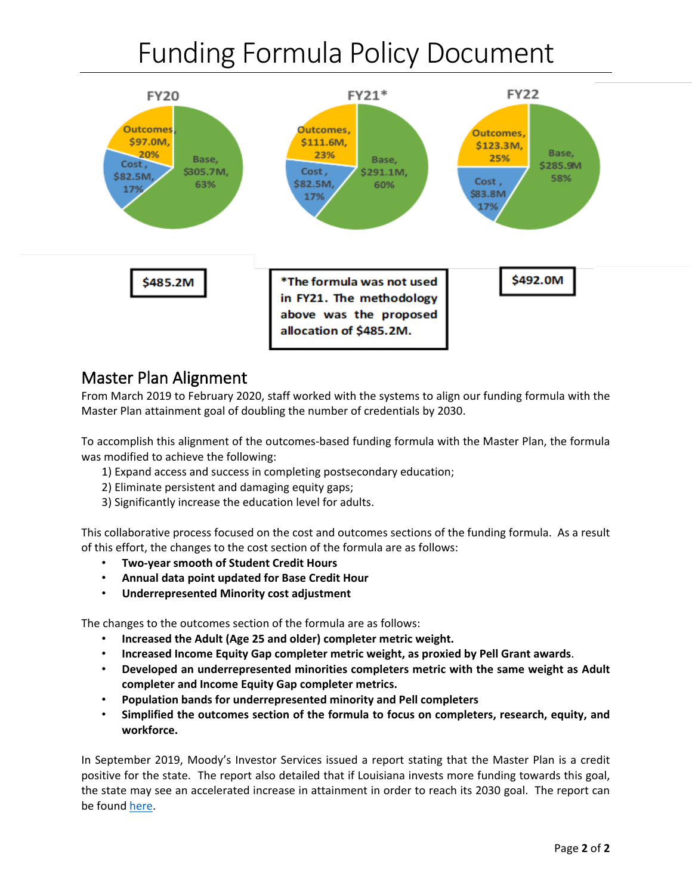# Funding Formula Policy Document

FY20

Outcomes, $97.0M, 20%

Cost, $82.5M, 17%

Base, $305.7M, 63%

FY21*

Outcomes, $111.6M, 23%

Cost, $82.5M, 17%

Base, $291.1M, 60%

FY22

Outcomes, $123.3M, 25%

Cost, $83.8M 17%

Base, $285.9M 58%

$485.2M

*The formula was not used in FY21. The methodology above was the proposed allocation of $485.2M.

$492.0M

## Master Plan Alignment

From March 2019 to February 2020, staff worked with the systems to align our funding formula with the Master Plan attainment goal of doubling the number of credentials by 2030.

To accomplish this alignment of the outcomes-based funding formula with the Master Plan, the formula was modified to achieve the following:

1) Expand access and success in completing postsecondary education;
2) Eliminate persistent and damaging equity gaps;
3) Significantly increase the education level for adults.

This collaborative process focused on the cost and outcomes sections of the funding formula. As a result of this effort, the changes to the cost section of the formula are as follows:

- **Two-year smooth of Student Credit Hours**
- **Annual data point updated for Base Credit Hour**
- **Underrepresented Minority cost adjustment**

The changes to the outcomes section of the formula are as follows:

- **Increased the Adult (Age 25 and older) completer metric weight.**
- **Increased Income Equity Gap completer metric weight, as proxied by Pell Grant awards**.
- **Developed an underrepresented minorities completers metric with the same weight as Adult completer and Income Equity Gap completer metrics.**
- **Population bands for underrepresented minority and Pell completers**
- **Simplified the outcomes section of the formula to focus on completers, research, equity, and workforce.**

In September 2019, Moody's Investor Services issued a report stating that the Master Plan is a credit positive for the state. The report also detailed that if Louisiana invests more funding towards this goal, the state may see an accelerated increase in attainment in order to reach its 2030 goal. The report can be found here.